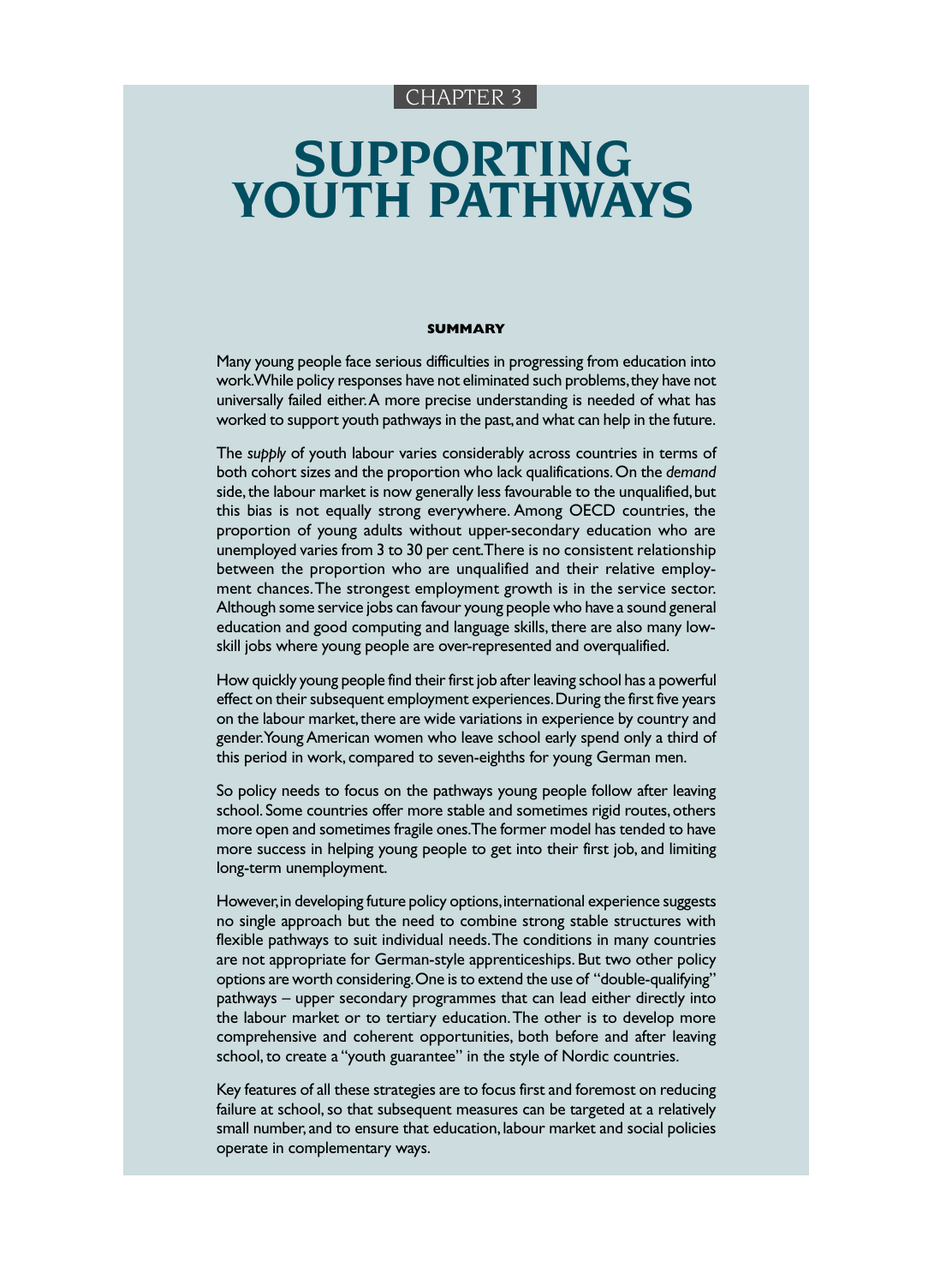CHAPTER 3

# SUPPORTING YOUTH PATHWAYS

### SUMMARY

Many young people face serious difficulties in progressing from education into work. While policy responses have not eliminated such problems, they have not universally failed either. A more precise understanding is needed of what has worked to support youth pathways in the past, and what can help in the future.

The *supply* of youth labour varies considerably across countries in terms of both cohort sizes and the proportion who lack qualifications. On the *demand* side, the labour market is now generally less favourable to the unqualified, but this bias is not equally strong everywhere. Among OECD countries, the proportion of young adults without upper-secondary education who are unemployed varies from 3 to 30 per cent. There is no consistent relationship between the proportion who are unqualified and their relative employment chances. The strongest employment growth is in the service sector. Although some service jobs can favour young people who have a sound general education and good computing and language skills, there are also many low-skill jobs where young people are over-represented and overqualified.

How quickly young people find their first job after leaving school has a powerful effect on their subsequent employment experiences. During the first five years on the labour market, there are wide variations in experience by country and gender. Young American women who leave school early spend only a third of this period in work, compared to seven-eighths for young German men.

So policy needs to focus on the pathways young people follow after leaving school. Some countries offer more stable and sometimes rigid routes, others more open and sometimes fragile ones. The former model has tended to have more success in helping young people to get into their first job, and limiting long-term unemployment.

However, in developing future policy options, international experience suggests no single approach but the need to combine strong stable structures with flexible pathways to suit individual needs. The conditions in many countries are not appropriate for German-style apprenticeships. But two other policy options are worth considering. One is to extend the use of "double-qualifying" pathways – upper secondary programmes that can lead either directly into the labour market or to tertiary education. The other is to develop more comprehensive and coherent opportunities, both before and after leaving school, to create a "youth guarantee" in the style of Nordic countries.

Key features of all these strategies are to focus first and foremost on reducing failure at school, so that subsequent measures can be targeted at a relatively small number, and to ensure that education, labour market and social policies operate in complementary ways.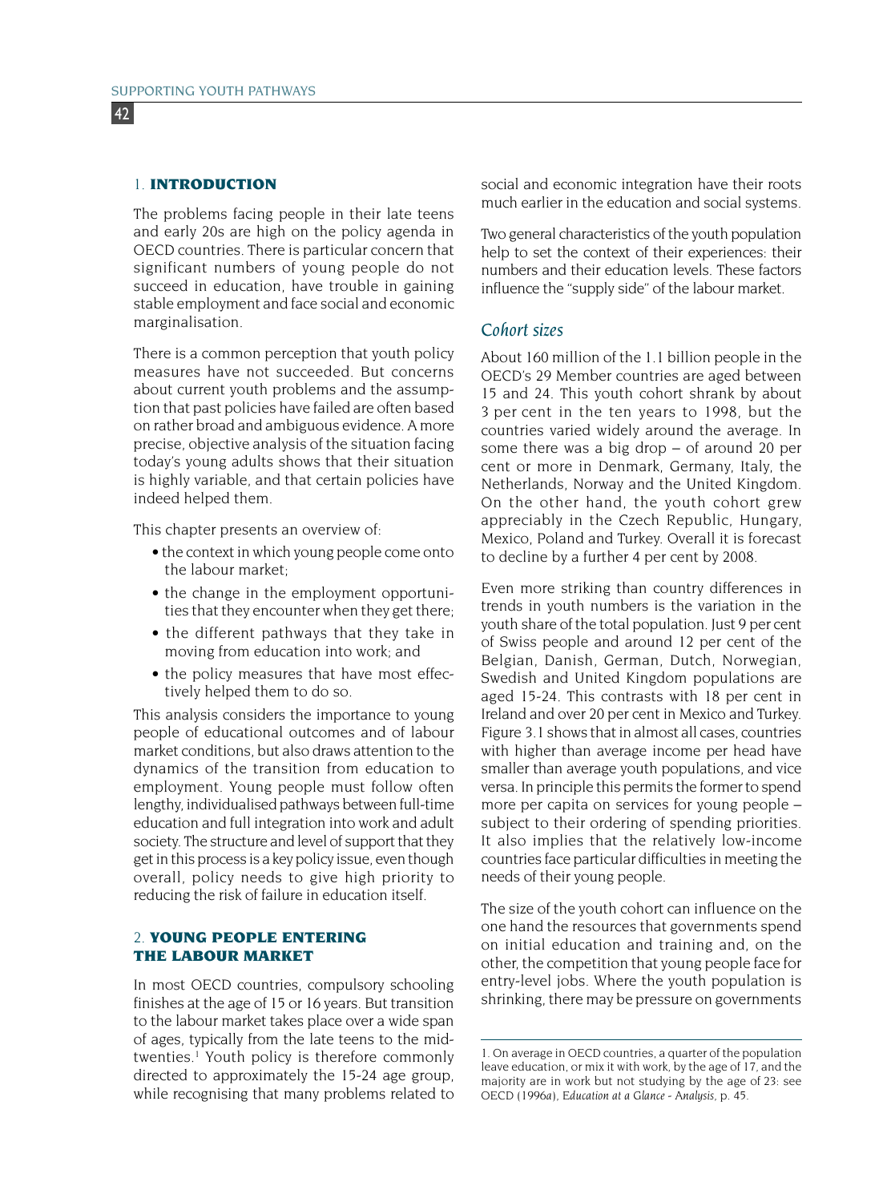## 1. INTRODUCTION

The problems facing people in their late teens and early 20s are high on the policy agenda in OECD countries. There is particular concern that significant numbers of young people do not succeed in education, have trouble in gaining stable employment and face social and economic marginalisation.

There is a common perception that youth policy measures have not succeeded. But concerns about current youth problems and the assumption that past policies have failed are often based on rather broad and ambiguous evidence. A more precise, objective analysis of the situation facing today's young adults shows that their situation is highly variable, and that certain policies have indeed helped them.

This chapter presents an overview of:

- the context in which young people come onto the labour market;
- the change in the employment opportunities that they encounter when they get there;
- the different pathways that they take in moving from education into work; and
- the policy measures that have most effectively helped them to do so.

This analysis considers the importance to young people of educational outcomes and of labour market conditions, but also draws attention to the dynamics of the transition from education to employment. Young people must follow often lengthy, individualised pathways between full-time education and full integration into work and adult society. The structure and level of support that they get in this process is a key policy issue, even though overall, policy needs to give high priority to reducing the risk of failure in education itself.

## 2. YOUNG PEOPLE ENTERING THE LABOUR MARKET

In most OECD countries, compulsory schooling finishes at the age of 15 or 16 years. But transition to the labour market takes place over a wide span of ages, typically from the late teens to the mid-twenties.[1] Youth policy is therefore commonly directed to approximately the 15-24 age group, while recognising that many problems related to social and economic integration have their roots much earlier in the education and social systems.

Two general characteristics of the youth population help to set the context of their experiences: their numbers and their education levels. These factors influence the "supply side" of the labour market.

### *Cohort sizes*

About 160 million of the 1.1 billion people in the OECD's 29 Member countries are aged between 15 and 24. This youth cohort shrank by about 3 per cent in the ten years to 1998, but the countries varied widely around the average. In some there was a big drop – of around 20 per cent or more in Denmark, Germany, Italy, the Netherlands, Norway and the United Kingdom. On the other hand, the youth cohort grew appreciably in the Czech Republic, Hungary, Mexico, Poland and Turkey. Overall it is forecast to decline by a further 4 per cent by 2008.

Even more striking than country differences in trends in youth numbers is the variation in the youth share of the total population. Just 9 per cent of Swiss people and around 12 per cent of the Belgian, Danish, German, Dutch, Norwegian, Swedish and United Kingdom populations are aged 15-24. This contrasts with 18 per cent in Ireland and over 20 per cent in Mexico and Turkey. Figure 3.1 shows that in almost all cases, countries with higher than average income per head have smaller than average youth populations, and vice versa. In principle this permits the former to spend more per capita on services for young people – subject to their ordering of spending priorities. It also implies that the relatively low-income countries face particular difficulties in meeting the needs of their young people.

The size of the youth cohort can influence on the one hand the resources that governments spend on initial education and training and, on the other, the competition that young people face for entry-level jobs. Where the youth population is shrinking, there may be pressure on governments

---

1. On average in OECD countries, a quarter of the population leave education, or mix it with work, by the age of 17, and the majority are in work but not studying by the age of 23: see OECD (1996*a*), *Education at a Glance - Analysis*, p. 45.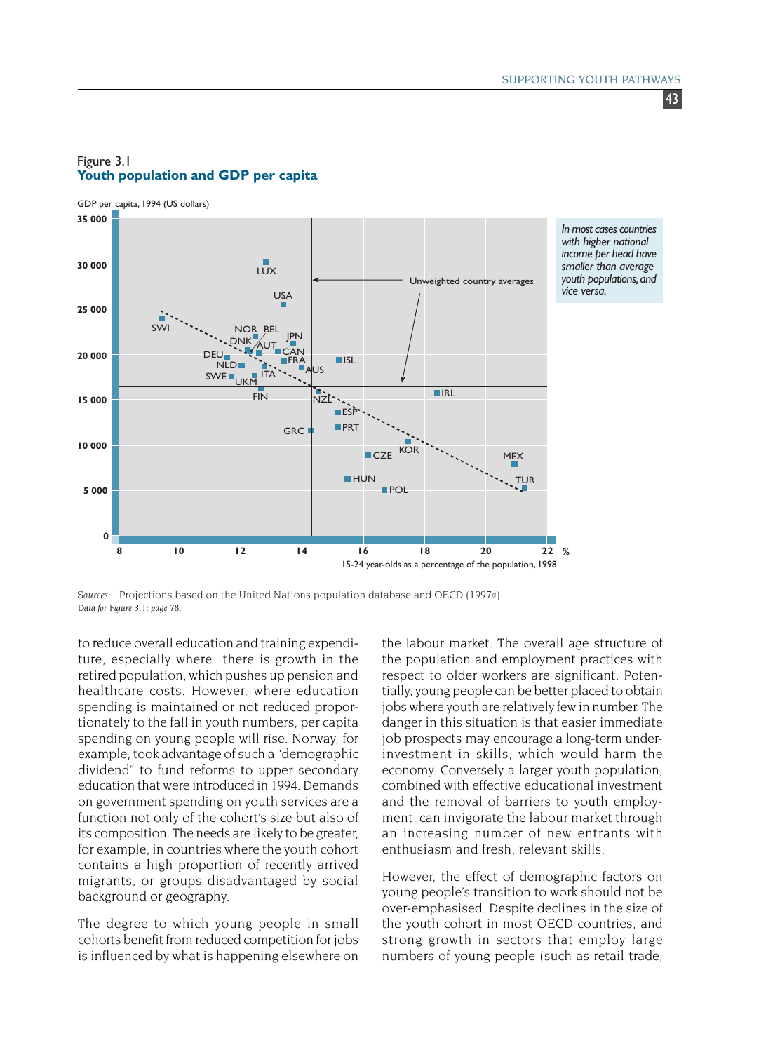Figure 3.1
**Youth population and GDP per capita**

GDP per capita, 1994 (US dollars)

35 000
30 000
25 000
20 000
15 000
10 000
5 000
0

8 10 12 14 16 18 20 22 %

15-24 year-olds as a percentage of the population, 1998

LUX
USA
SWI
NOR BEL
JPN
DNK
AUT
CAN
DEU
FRA
ISL
NLD
AUS
ITA
SWE
UKM
FIN
NZL
IRL
ESP
PRT
GRC
KOR
CZE
MEX
HUN
TUR
POL

Unweighted country averages

*In most cases countries with higher national income per head have smaller than average youth populations, and vice versa.*

*Sources:* Projections based on the United Nations population database and OECD (1997*a*).
*Data for Figure 3.1: page 78.*

to reduce overall education and training expenditure, especially where there is growth in the retired population, which pushes up pension and healthcare costs. However, where education spending is maintained or not reduced proportionately to the fall in youth numbers, per capita spending on young people will rise. Norway, for example, took advantage of such a "demographic dividend" to fund reforms to upper secondary education that were introduced in 1994. Demands on government spending on youth services are a function not only of the cohort's size but also of its composition. The needs are likely to be greater, for example, in countries where the youth cohort contains a high proportion of recently arrived migrants, or groups disadvantaged by social background or geography.

The degree to which young people in small cohorts benefit from reduced competition for jobs is influenced by what is happening elsewhere on the labour market. The overall age structure of the population and employment practices with respect to older workers are significant. Potentially, young people can be better placed to obtain jobs where youth are relatively few in number. The danger in this situation is that easier immediate job prospects may encourage a long-term under-investment in skills, which would harm the economy. Conversely a larger youth population, combined with effective educational investment and the removal of barriers to youth employment, can invigorate the labour market through an increasing number of new entrants with enthusiasm and fresh, relevant skills.

However, the effect of demographic factors on young people's transition to work should not be over-emphasised. Despite declines in the size of the youth cohort in most OECD countries, and strong growth in sectors that employ large numbers of young people (such as retail trade,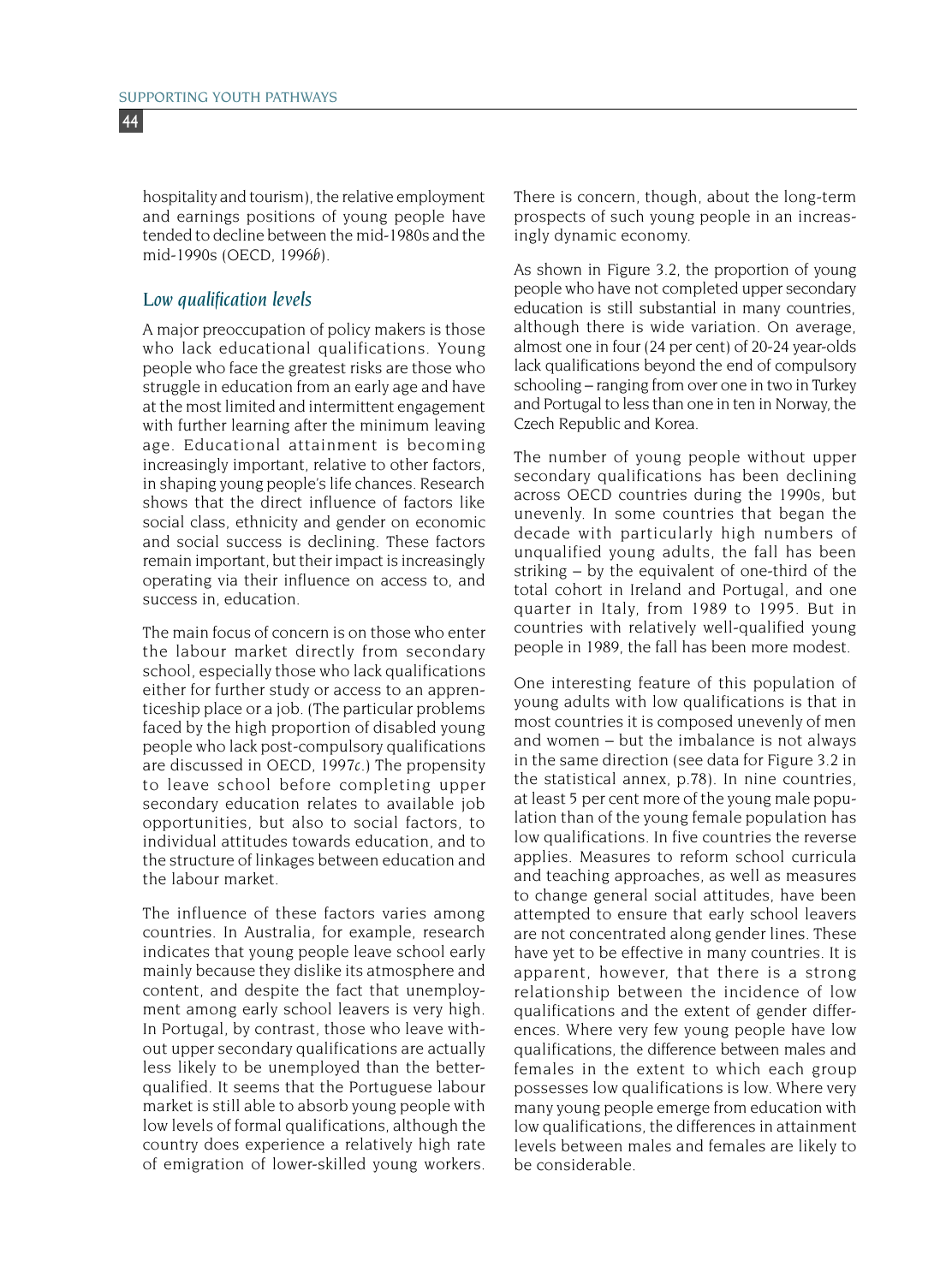hospitality and tourism), the relative employment and earnings positions of young people have tended to decline between the mid-1980s and the mid-1990s (OECD, 1996*b*).

### *Low qualification levels*

A major preoccupation of policy makers is those who lack educational qualifications. Young people who face the greatest risks are those who struggle in education from an early age and have at the most limited and intermittent engagement with further learning after the minimum leaving age. Educational attainment is becoming increasingly important, relative to other factors, in shaping young people's life chances. Research shows that the direct influence of factors like social class, ethnicity and gender on economic and social success is declining. These factors remain important, but their impact is increasingly operating via their influence on access to, and success in, education.

The main focus of concern is on those who enter the labour market directly from secondary school, especially those who lack qualifications either for further study or access to an apprenticeship place or a job. (The particular problems faced by the high proportion of disabled young people who lack post-compulsory qualifications are discussed in OECD, 1997*c*.) The propensity to leave school before completing upper secondary education relates to available job opportunities, but also to social factors, to individual attitudes towards education, and to the structure of linkages between education and the labour market.

The influence of these factors varies among countries. In Australia, for example, research indicates that young people leave school early mainly because they dislike its atmosphere and content, and despite the fact that unemployment among early school leavers is very high. In Portugal, by contrast, those who leave without upper secondary qualifications are actually less likely to be unemployed than the better-qualified. It seems that the Portuguese labour market is still able to absorb young people with low levels of formal qualifications, although the country does experience a relatively high rate of emigration of lower-skilled young workers. There is concern, though, about the long-term prospects of such young people in an increasingly dynamic economy.

As shown in Figure 3.2, the proportion of young people who have not completed upper secondary education is still substantial in many countries, although there is wide variation. On average, almost one in four (24 per cent) of 20-24 year-olds lack qualifications beyond the end of compulsory schooling – ranging from over one in two in Turkey and Portugal to less than one in ten in Norway, the Czech Republic and Korea.

The number of young people without upper secondary qualifications has been declining across OECD countries during the 1990s, but unevenly. In some countries that began the decade with particularly high numbers of unqualified young adults, the fall has been striking – by the equivalent of one-third of the total cohort in Ireland and Portugal, and one quarter in Italy, from 1989 to 1995. But in countries with relatively well-qualified young people in 1989, the fall has been more modest.

One interesting feature of this population of young adults with low qualifications is that in most countries it is composed unevenly of men and women – but the imbalance is not always in the same direction (see data for Figure 3.2 in the statistical annex, p.78). In nine countries, at least 5 per cent more of the young male population than of the young female population has low qualifications. In five countries the reverse applies. Measures to reform school curricula and teaching approaches, as well as measures to change general social attitudes, have been attempted to ensure that early school leavers are not concentrated along gender lines. These have yet to be effective in many countries. It is apparent, however, that there is a strong relationship between the incidence of low qualifications and the extent of gender differences. Where very few young people have low qualifications, the difference between males and females in the extent to which each group possesses low qualifications is low. Where very many young people emerge from education with low qualifications, the differences in attainment levels between males and females are likely to be considerable.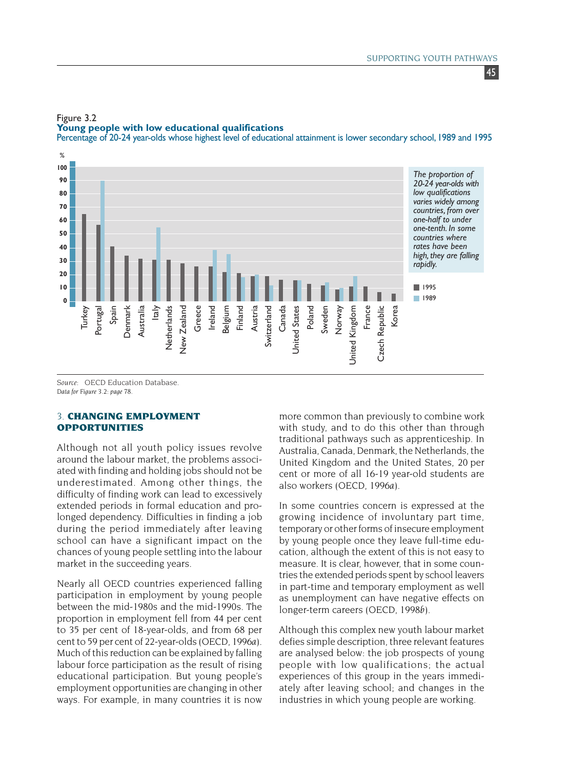Figure 3.2
**Young people with low educational qualifications**
Percentage of 20-24 year-olds whose highest level of educational attainment is lower secondary school, 1989 and 1995

*The proportion of 20-24 year-olds with low qualifications varies widely among countries, from over one-half to under one-tenth. In some countries where rates have been high, they are falling rapidly.*

Source: OECD Education Database.
*Data for Figure 3.2: page 78.*

## 3. CHANGING EMPLOYMENT OPPORTUNITIES

Although not all youth policy issues revolve around the labour market, the problems associated with finding and holding jobs should not be underestimated. Among other things, the difficulty of finding work can lead to excessively extended periods in formal education and prolonged dependency. Difficulties in finding a job during the period immediately after leaving school can have a significant impact on the chances of young people settling into the labour market in the succeeding years.

Nearly all OECD countries experienced falling participation in employment by young people between the mid-1980s and the mid-1990s. The proportion in employment fell from 44 per cent to 35 per cent of 18-year-olds, and from 68 per cent to 59 per cent of 22-year-olds (OECD, 1996*a*). Much of this reduction can be explained by falling labour force participation as the result of rising educational participation. But young people's employment opportunities are changing in other ways. For example, in many countries it is now more common than previously to combine work with study, and to do this other than through traditional pathways such as apprenticeship. In Australia, Canada, Denmark, the Netherlands, the United Kingdom and the United States, 20 per cent or more of all 16-19 year-old students are also workers (OECD, 1996*a*).

In some countries concern is expressed at the growing incidence of involuntary part time, temporary or other forms of insecure employment by young people once they leave full-time education, although the extent of this is not easy to measure. It is clear, however, that in some countries the extended periods spent by school leavers in part-time and temporary employment as well as unemployment can have negative effects on longer-term careers (OECD, 1998*b*).

Although this complex new youth labour market defies simple description, three relevant features are analysed below: the job prospects of young people with low qualifications; the actual experiences of this group in the years immediately after leaving school; and changes in the industries in which young people are working.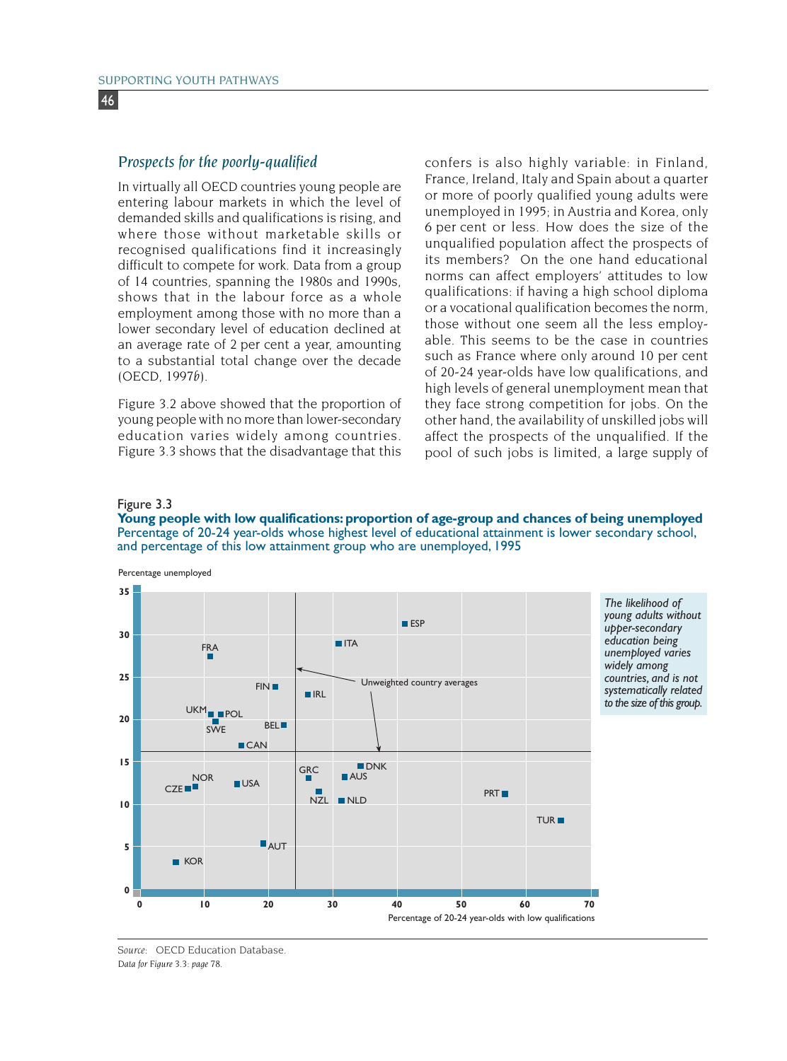## Prospects for the poorly-qualified

In virtually all OECD countries young people are entering labour markets in which the level of demanded skills and qualifications is rising, and where those without marketable skills or recognised qualifications find it increasingly difficult to compete for work. Data from a group of 14 countries, spanning the 1980s and 1990s, shows that in the labour force as a whole employment among those with no more than a lower secondary level of education declined at an average rate of 2 per cent a year, amounting to a substantial total change over the decade (OECD, 1997*b*).

Figure 3.2 above showed that the proportion of young people with no more than lower-secondary education varies widely among countries. Figure 3.3 shows that the disadvantage that this confers is also highly variable: in Finland, France, Ireland, Italy and Spain about a quarter or more of poorly qualified young adults were unemployed in 1995; in Austria and Korea, only 6 per cent or less. How does the size of the unqualified population affect the prospects of its members? On the one hand educational norms can affect employers' attitudes to low qualifications: if having a high school diploma or a vocational qualification becomes the norm, those without one seem all the less employable. This seems to be the case in countries such as France where only around 10 per cent of 20-24 year-olds have low qualifications, and high levels of general unemployment mean that they face strong competition for jobs. On the other hand, the availability of unskilled jobs will affect the prospects of the unqualified. If the pool of such jobs is limited, a large supply of

Figure 3.3

**Young people with low qualifications: proportion of age-group and chances of being unemployed**

Percentage of 20-24 year-olds whose highest level of educational attainment is lower secondary school, and percentage of this low attainment group who are unemployed, 1995

*The likelihood of young adults without upper-secondary education being unemployed varies widely among countries, and is not systematically related to the size of this group.*

*Source*: OECD Education Database.

*Data for Figure 3.3: page 78.*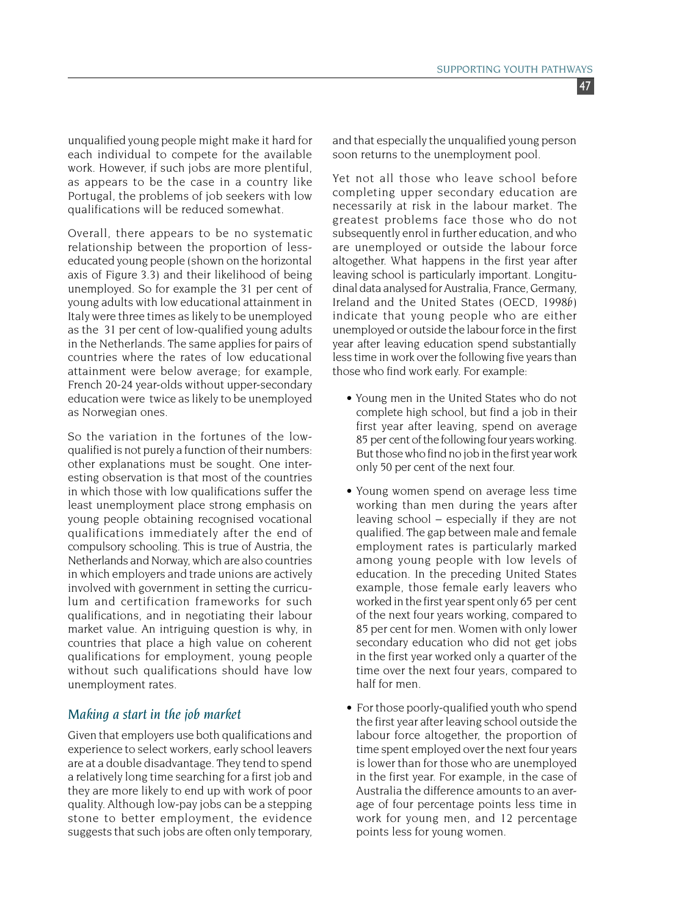unqualified young people might make it hard for each individual to compete for the available work. However, if such jobs are more plentiful, as appears to be the case in a country like Portugal, the problems of job seekers with low qualifications will be reduced somewhat.

Overall, there appears to be no systematic relationship between the proportion of less-educated young people (shown on the horizontal axis of Figure 3.3) and their likelihood of being unemployed. So for example the 31 per cent of young adults with low educational attainment in Italy were three times as likely to be unemployed as the 31 per cent of low-qualified young adults in the Netherlands. The same applies for pairs of countries where the rates of low educational attainment were below average; for example, French 20-24 year-olds without upper-secondary education were twice as likely to be unemployed as Norwegian ones.

So the variation in the fortunes of the low-qualified is not purely a function of their numbers: other explanations must be sought. One interesting observation is that most of the countries in which those with low qualifications suffer the least unemployment place strong emphasis on young people obtaining recognised vocational qualifications immediately after the end of compulsory schooling. This is true of Austria, the Netherlands and Norway, which are also countries in which employers and trade unions are actively involved with government in setting the curriculum and certification frameworks for such qualifications, and in negotiating their labour market value. An intriguing question is why, in countries that place a high value on coherent qualifications for employment, young people without such qualifications should have low unemployment rates.

### *Making a start in the job market*

Given that employers use both qualifications and experience to select workers, early school leavers are at a double disadvantage. They tend to spend a relatively long time searching for a first job and they are more likely to end up with work of poor quality. Although low-pay jobs can be a stepping stone to better employment, the evidence suggests that such jobs are often only temporary, and that especially the unqualified young person soon returns to the unemployment pool.

Yet not all those who leave school before completing upper secondary education are necessarily at risk in the labour market. The greatest problems face those who do not subsequently enrol in further education, and who are unemployed or outside the labour force altogether. What happens in the first year after leaving school is particularly important. Longitudinal data analysed for Australia, France, Germany, Ireland and the United States (OECD, 1998*b*) indicate that young people who are either unemployed or outside the labour force in the first year after leaving education spend substantially less time in work over the following five years than those who find work early. For example:

- Young men in the United States who do not complete high school, but find a job in their first year after leaving, spend on average 85 per cent of the following four years working. But those who find no job in the first year work only 50 per cent of the next four.
- Young women spend on average less time working than men during the years after leaving school – especially if they are not qualified. The gap between male and female employment rates is particularly marked among young people with low levels of education. In the preceding United States example, those female early leavers who worked in the first year spent only 65 per cent of the next four years working, compared to 85 per cent for men. Women with only lower secondary education who did not get jobs in the first year worked only a quarter of the time over the next four years, compared to half for men.
- For those poorly-qualified youth who spend the first year after leaving school outside the labour force altogether, the proportion of time spent employed over the next four years is lower than for those who are unemployed in the first year. For example, in the case of Australia the difference amounts to an average of four percentage points less time in work for young men, and 12 percentage points less for young women.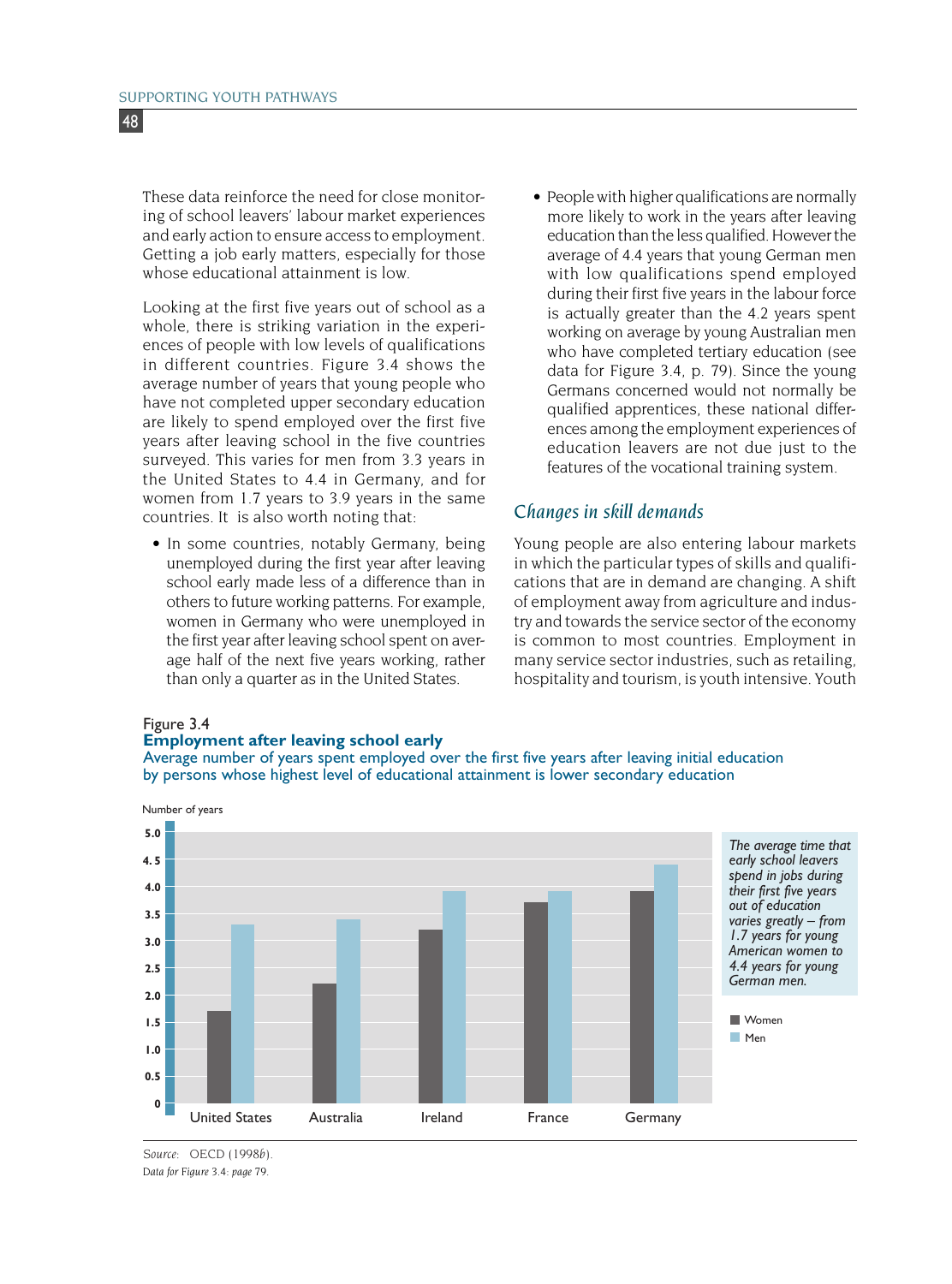These data reinforce the need for close monitoring of school leavers' labour market experiences and early action to ensure access to employment. Getting a job early matters, especially for those whose educational attainment is low.

Looking at the first five years out of school as a whole, there is striking variation in the experiences of people with low levels of qualifications in different countries. Figure 3.4 shows the average number of years that young people who have not completed upper secondary education are likely to spend employed over the first five years after leaving school in the five countries surveyed. This varies for men from 3.3 years in the United States to 4.4 in Germany, and for women from 1.7 years to 3.9 years in the same countries. It is also worth noting that:

- In some countries, notably Germany, being unemployed during the first year after leaving school early made less of a difference than in others to future working patterns. For example, women in Germany who were unemployed in the first year after leaving school spent on average half of the next five years working, rather than only a quarter as in the United States.
- People with higher qualifications are normally more likely to work in the years after leaving education than the less qualified. However the average of 4.4 years that young German men with low qualifications spend employed during their first five years in the labour force is actually greater than the 4.2 years spent working on average by young Australian men who have completed tertiary education (see data for Figure 3.4, p. 79). Since the young Germans concerned would not normally be qualified apprentices, these national differences among the employment experiences of education leavers are not due just to the features of the vocational training system.

## *Changes in skill demands*

Young people are also entering labour markets in which the particular types of skills and qualifications that are in demand are changing. A shift of employment away from agriculture and industry and towards the service sector of the economy is common to most countries. Employment in many service sector industries, such as retailing, hospitality and tourism, is youth intensive. Youth

Figure 3.4
**Employment after leaving school early**
Average number of years spent employed over the first five years after leaving initial education by persons whose highest level of educational attainment is lower secondary education

| Country | Women | Men |
|---|---|---|
| United States | 1.7 | 3.3 |
| Australia | 2.2 | 3.4 |
| Ireland | 3.2 | 3.9 |
| France | 3.7 | 3.9 |
| Germany | 3.9 | 4.4 |

*The average time that early school leavers spend in jobs during their first five years out of education varies greatly – from 1.7 years for young American women to 4.4 years for young German men.*

Source: OECD (1998*b*).
Data for Figure 3.4: *page* 79.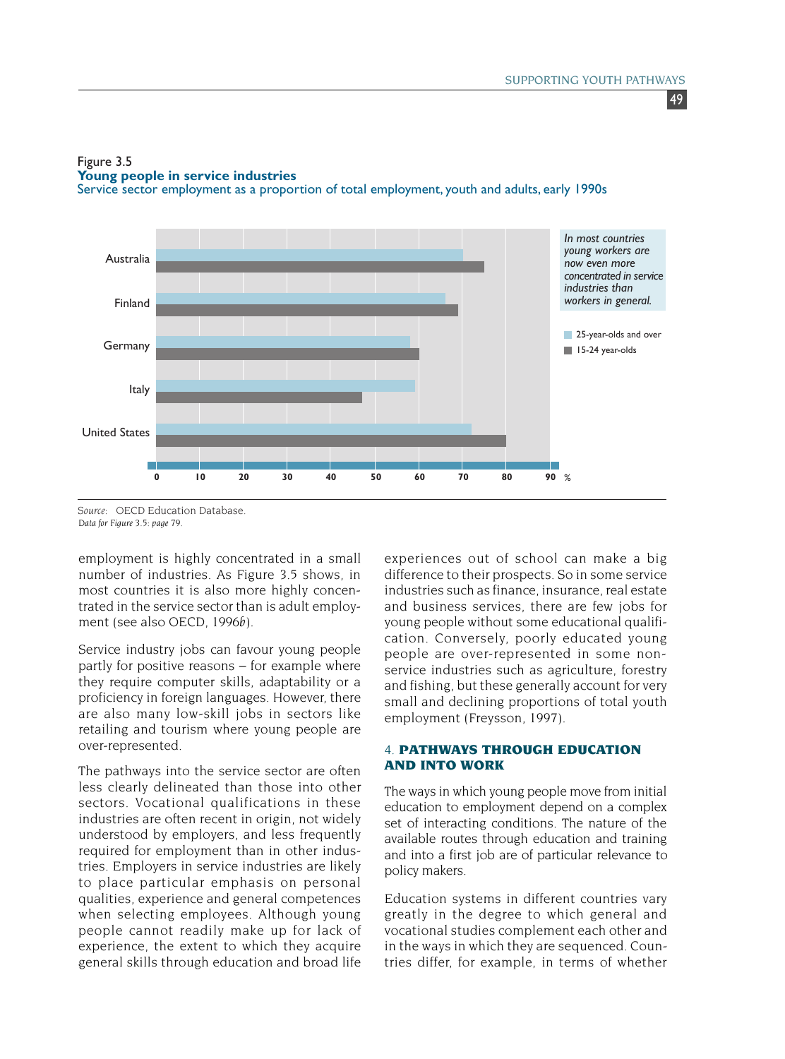Figure 3.5
**Young people in service industries**
Service sector employment as a proportion of total employment, youth and adults, early 1990s

*In most countries young workers are now even more concentrated in service industries than workers in general.*

Source: OECD Education Database.
*Data for Figure 3.5: page 79.*

employment is highly concentrated in a small number of industries. As Figure 3.5 shows, in most countries it is also more highly concentrated in the service sector than is adult employment (see also OECD, 1996*b*).

Service industry jobs can favour young people partly for positive reasons – for example where they require computer skills, adaptability or a proficiency in foreign languages. However, there are also many low-skill jobs in sectors like retailing and tourism where young people are over-represented.

The pathways into the service sector are often less clearly delineated than those into other sectors. Vocational qualifications in these industries are often recent in origin, not widely understood by employers, and less frequently required for employment than in other industries. Employers in service industries are likely to place particular emphasis on personal qualities, experience and general competences when selecting employees. Although young people cannot readily make up for lack of experience, the extent to which they acquire general skills through education and broad life experiences out of school can make a big difference to their prospects. So in some service industries such as finance, insurance, real estate and business services, there are few jobs for young people without some educational qualification. Conversely, poorly educated young people are over-represented in some non-service industries such as agriculture, forestry and fishing, but these generally account for very small and declining proportions of total youth employment (Freysson, 1997).

## 4. PATHWAYS THROUGH EDUCATION AND INTO WORK

The ways in which young people move from initial education to employment depend on a complex set of interacting conditions. The nature of the available routes through education and training and into a first job are of particular relevance to policy makers.

Education systems in different countries vary greatly in the degree to which general and vocational studies complement each other and in the ways in which they are sequenced. Countries differ, for example, in terms of whether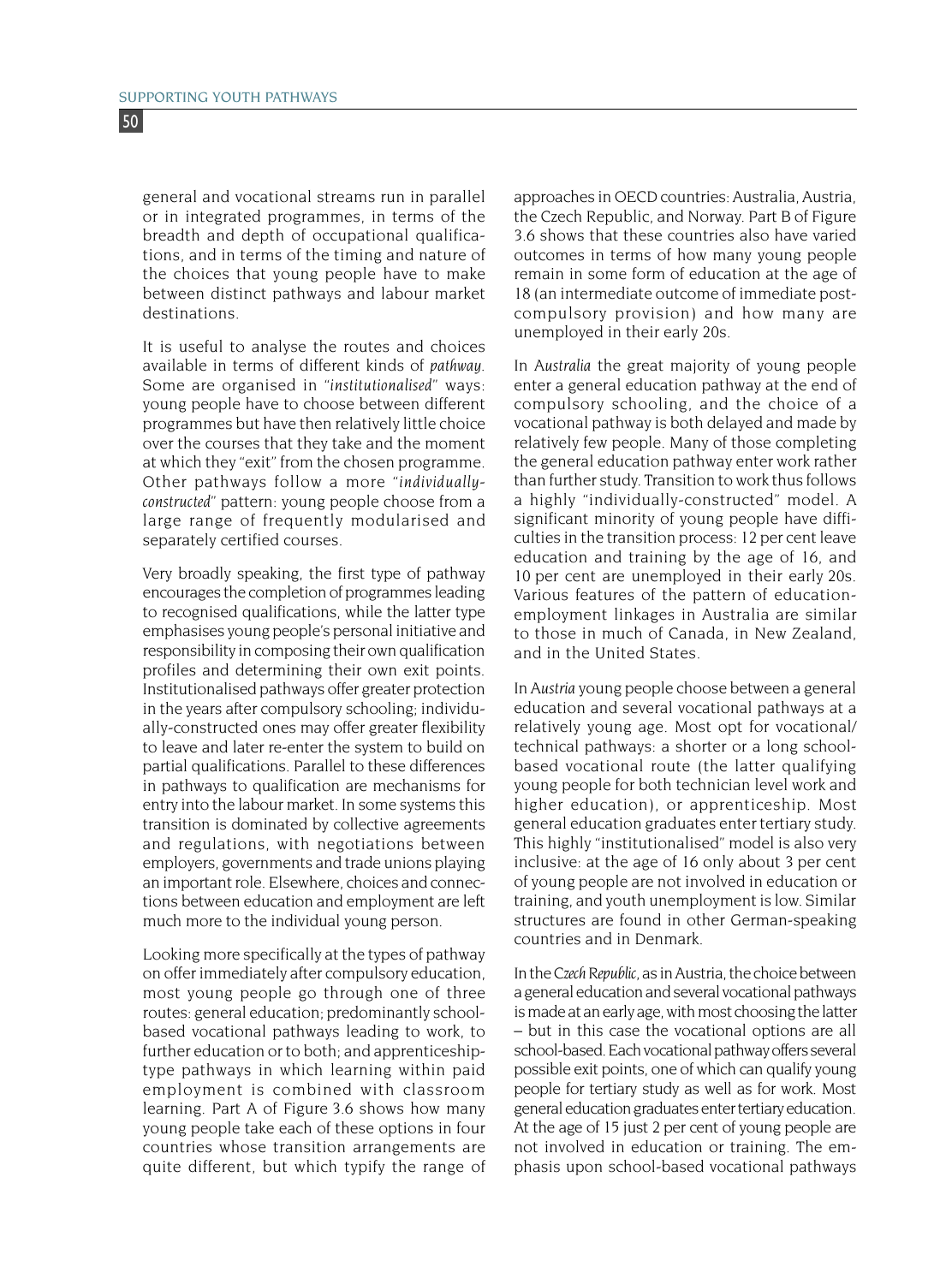general and vocational streams run in parallel or in integrated programmes, in terms of the breadth and depth of occupational qualifications, and in terms of the timing and nature of the choices that young people have to make between distinct pathways and labour market destinations.

It is useful to analyse the routes and choices available in terms of different kinds of *pathway*. Some are organised in "*institutionalised*" ways: young people have to choose between different programmes but have then relatively little choice over the courses that they take and the moment at which they "exit" from the chosen programme. Other pathways follow a more "*individually-constructed*" pattern: young people choose from a large range of frequently modularised and separately certified courses.

Very broadly speaking, the first type of pathway encourages the completion of programmes leading to recognised qualifications, while the latter type emphasises young people's personal initiative and responsibility in composing their own qualification profiles and determining their own exit points. Institutionalised pathways offer greater protection in the years after compulsory schooling; individually-constructed ones may offer greater flexibility to leave and later re-enter the system to build on partial qualifications. Parallel to these differences in pathways to qualification are mechanisms for entry into the labour market. In some systems this transition is dominated by collective agreements and regulations, with negotiations between employers, governments and trade unions playing an important role. Elsewhere, choices and connections between education and employment are left much more to the individual young person.

Looking more specifically at the types of pathway on offer immediately after compulsory education, most young people go through one of three routes: general education; predominantly school-based vocational pathways leading to work, to further education or to both; and apprenticeship-type pathways in which learning within paid employment is combined with classroom learning. Part A of Figure 3.6 shows how many young people take each of these options in four countries whose transition arrangements are quite different, but which typify the range of approaches in OECD countries: Australia, Austria, the Czech Republic, and Norway. Part B of Figure 3.6 shows that these countries also have varied outcomes in terms of how many young people remain in some form of education at the age of 18 (an intermediate outcome of immediate post-compulsory provision) and how many are unemployed in their early 20s.

In *Australia* the great majority of young people enter a general education pathway at the end of compulsory schooling, and the choice of a vocational pathway is both delayed and made by relatively few people. Many of those completing the general education pathway enter work rather than further study. Transition to work thus follows a highly "individually-constructed" model. A significant minority of young people have difficulties in the transition process: 12 per cent leave education and training by the age of 16, and 10 per cent are unemployed in their early 20s. Various features of the pattern of education-employment linkages in Australia are similar to those in much of Canada, in New Zealand, and in the United States.

In *Austria* young people choose between a general education and several vocational pathways at a relatively young age. Most opt for vocational/technical pathways: a shorter or a long school-based vocational route (the latter qualifying young people for both technician level work and higher education), or apprenticeship. Most general education graduates enter tertiary study. This highly "institutionalised" model is also very inclusive: at the age of 16 only about 3 per cent of young people are not involved in education or training, and youth unemployment is low. Similar structures are found in other German-speaking countries and in Denmark.

In the *Czech Republic*, as in Austria, the choice between a general education and several vocational pathways is made at an early age, with most choosing the latter – but in this case the vocational options are all school-based. Each vocational pathway offers several possible exit points, one of which can qualify young people for tertiary study as well as for work. Most general education graduates enter tertiary education. At the age of 15 just 2 per cent of young people are not involved in education or training. The emphasis upon school-based vocational pathways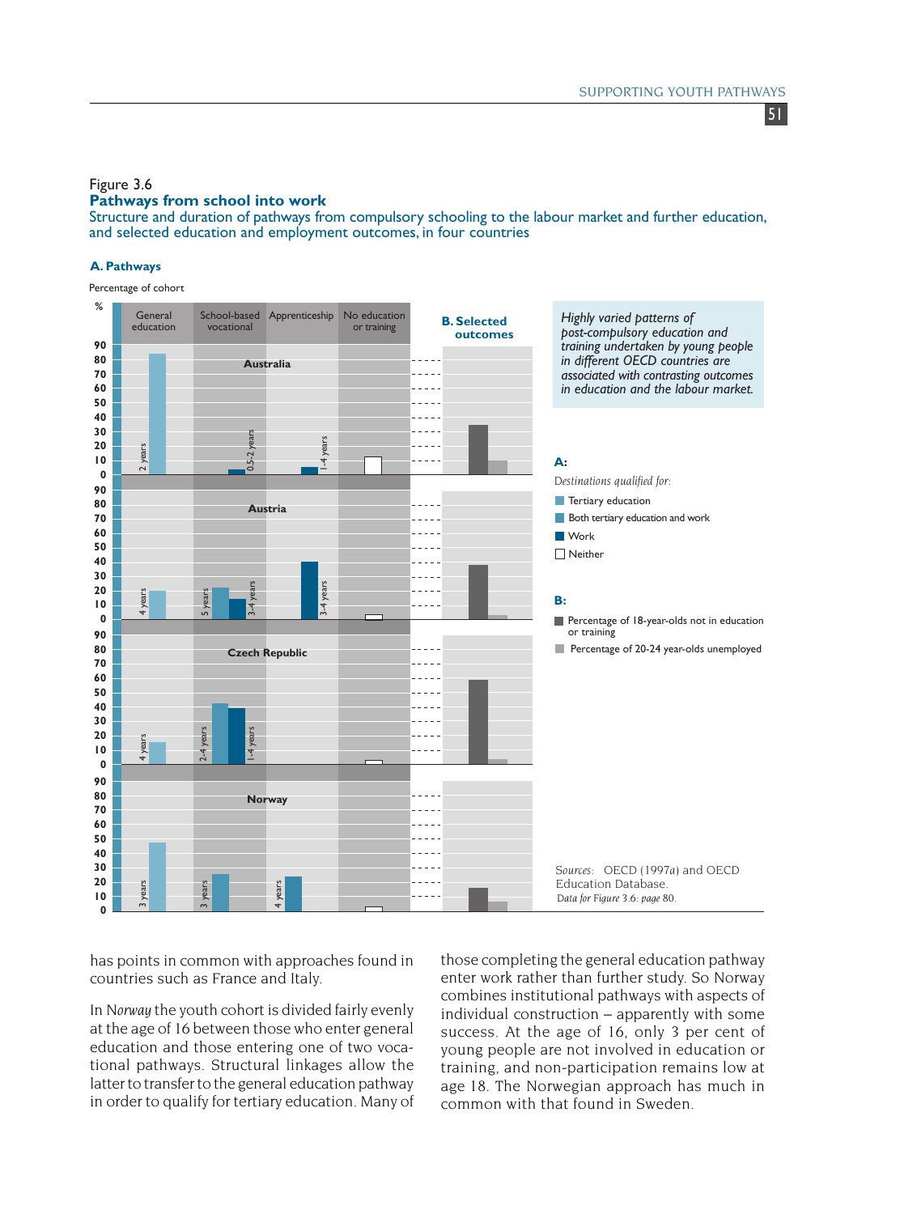Figure 3.6

**Pathways from school into work**

Structure and duration of pathways from compulsory schooling to the labour market and further education, and selected education and employment outcomes, in four countries

**A. Pathways**

Percentage of cohort

**B. Selected outcomes**

*Highly varied patterns of post-compulsory education and training undertaken by young people in different OECD countries are associated with contrasting outcomes in education and the labour market.*

**A:**

*Destinations qualified for:*

- Tertiary education
- Both tertiary education and work
- Work
- Neither

**B:**

- Percentage of 18-year-olds not in education or training
- Percentage of 20-24 year-olds unemployed

*Sources:* OECD (1997*a*) and OECD Education Database.
*Data for Figure 3.6: page 80.*

has points in common with approaches found in countries such as France and Italy.

In *Norway* the youth cohort is divided fairly evenly at the age of 16 between those who enter general education and those entering one of two vocational pathways. Structural linkages allow the latter to transfer to the general education pathway in order to qualify for tertiary education. Many of those completing the general education pathway enter work rather than further study. So Norway combines institutional pathways with aspects of individual construction – apparently with some success. At the age of 16, only 3 per cent of young people are not involved in education or training, and non-participation remains low at age 18. The Norwegian approach has much in common with that found in Sweden.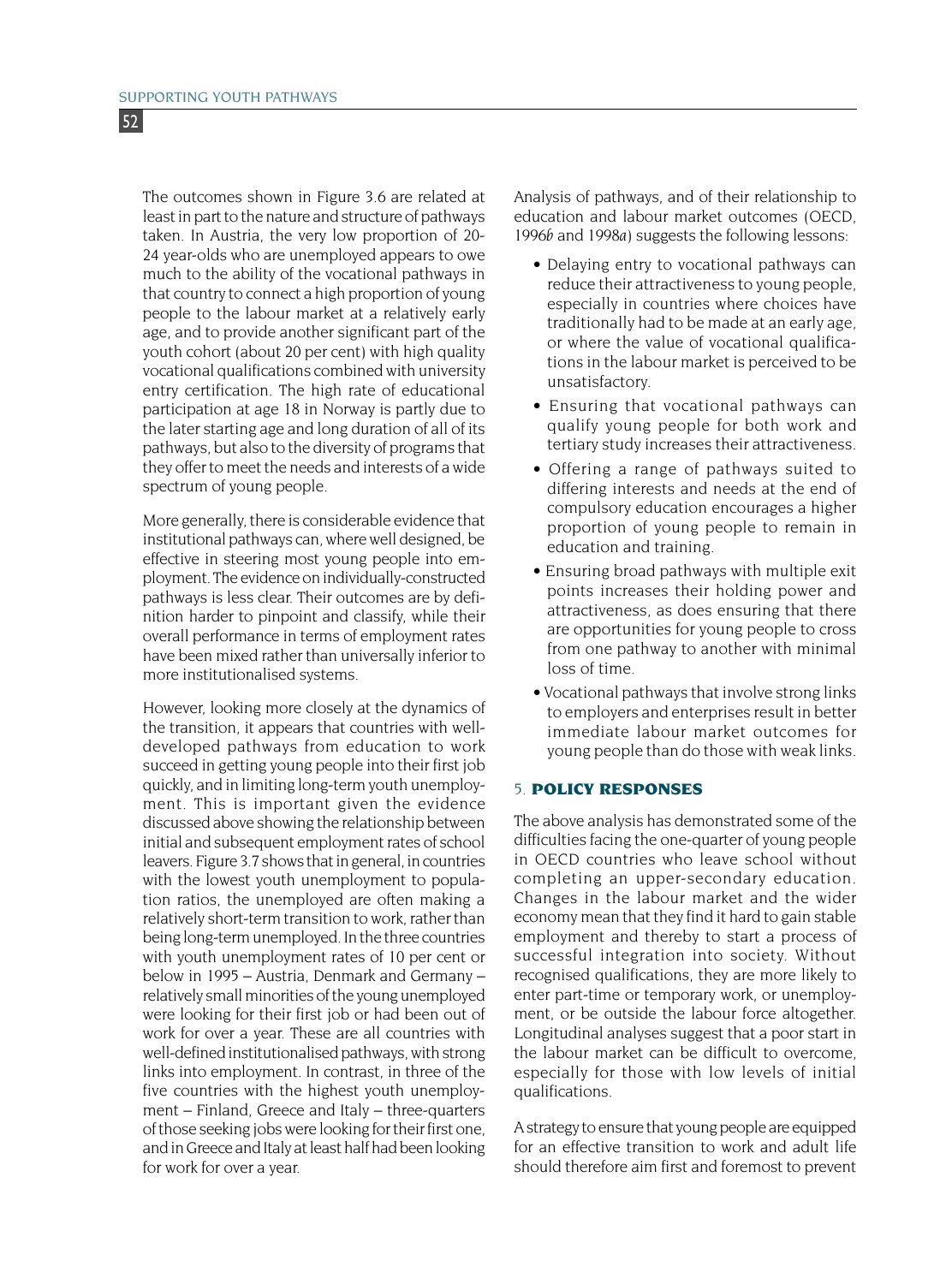The outcomes shown in Figure 3.6 are related at least in part to the nature and structure of pathways taken. In Austria, the very low proportion of 20-24 year-olds who are unemployed appears to owe much to the ability of the vocational pathways in that country to connect a high proportion of young people to the labour market at a relatively early age, and to provide another significant part of the youth cohort (about 20 per cent) with high quality vocational qualifications combined with university entry certification. The high rate of educational participation at age 18 in Norway is partly due to the later starting age and long duration of all of its pathways, but also to the diversity of programs that they offer to meet the needs and interests of a wide spectrum of young people.

More generally, there is considerable evidence that institutional pathways can, where well designed, be effective in steering most young people into employment. The evidence on individually-constructed pathways is less clear. Their outcomes are by definition harder to pinpoint and classify, while their overall performance in terms of employment rates have been mixed rather than universally inferior to more institutionalised systems.

However, looking more closely at the dynamics of the transition, it appears that countries with well-developed pathways from education to work succeed in getting young people into their first job quickly, and in limiting long-term youth unemployment. This is important given the evidence discussed above showing the relationship between initial and subsequent employment rates of school leavers. Figure 3.7 shows that in general, in countries with the lowest youth unemployment to population ratios, the unemployed are often making a relatively short-term transition to work, rather than being long-term unemployed. In the three countries with youth unemployment rates of 10 per cent or below in 1995 – Austria, Denmark and Germany – relatively small minorities of the young unemployed were looking for their first job or had been out of work for over a year. These are all countries with well-defined institutionalised pathways, with strong links into employment. In contrast, in three of the five countries with the highest youth unemployment – Finland, Greece and Italy – three-quarters of those seeking jobs were looking for their first one, and in Greece and Italy at least half had been looking for work for over a year.

Analysis of pathways, and of their relationship to education and labour market outcomes (OECD, 1996*b* and 1998*a*) suggests the following lessons:

- Delaying entry to vocational pathways can reduce their attractiveness to young people, especially in countries where choices have traditionally had to be made at an early age, or where the value of vocational qualifications in the labour market is perceived to be unsatisfactory.
- Ensuring that vocational pathways can qualify young people for both work and tertiary study increases their attractiveness.
- Offering a range of pathways suited to differing interests and needs at the end of compulsory education encourages a higher proportion of young people to remain in education and training.
- Ensuring broad pathways with multiple exit points increases their holding power and attractiveness, as does ensuring that there are opportunities for young people to cross from one pathway to another with minimal loss of time.
- Vocational pathways that involve strong links to employers and enterprises result in better immediate labour market outcomes for young people than do those with weak links.

## 5. POLICY RESPONSES

The above analysis has demonstrated some of the difficulties facing the one-quarter of young people in OECD countries who leave school without completing an upper-secondary education. Changes in the labour market and the wider economy mean that they find it hard to gain stable employment and thereby to start a process of successful integration into society. Without recognised qualifications, they are more likely to enter part-time or temporary work, or unemployment, or be outside the labour force altogether. Longitudinal analyses suggest that a poor start in the labour market can be difficult to overcome, especially for those with low levels of initial qualifications.

A strategy to ensure that young people are equipped for an effective transition to work and adult life should therefore aim first and foremost to prevent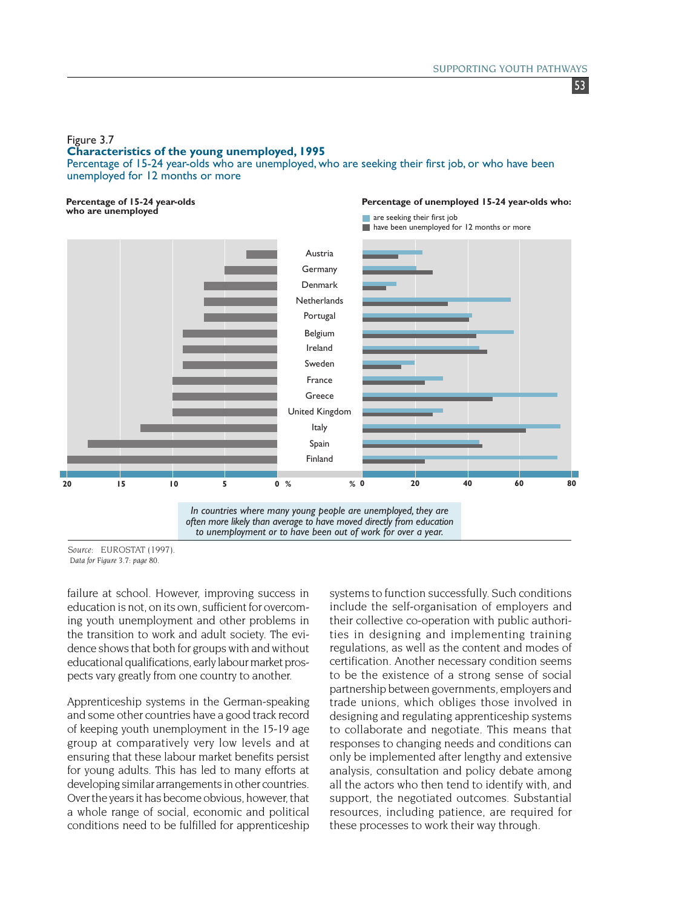Figure 3.7
**Characteristics of the young unemployed, 1995**
Percentage of 15-24 year-olds who are unemployed, who are seeking their first job, or who have been unemployed for 12 months or more

**Percentage of 15-24 year-olds who are unemployed**

**Percentage of unemployed 15-24 year-olds who:**
- are seeking their first job
- have been unemployed for 12 months or more

Austria, Germany, Denmark, Netherlands, Portugal, Belgium, Ireland, Sweden, France, Greece, United Kingdom, Italy, Spain, Finland

*In countries where many young people are unemployed, they are often more likely than average to have moved directly from education to unemployment or to have been out of work for over a year.*

*Source:* EUROSTAT (1997).
*Data for Figure 3.7: page 80.*

failure at school. However, improving success in education is not, on its own, sufficient for overcoming youth unemployment and other problems in the transition to work and adult society. The evidence shows that both for groups with and without educational qualifications, early labour market prospects vary greatly from one country to another.

Apprenticeship systems in the German-speaking and some other countries have a good track record of keeping youth unemployment in the 15-19 age group at comparatively very low levels and at ensuring that these labour market benefits persist for young adults. This has led to many efforts at developing similar arrangements in other countries. Over the years it has become obvious, however, that a whole range of social, economic and political conditions need to be fulfilled for apprenticeship systems to function successfully. Such conditions include the self-organisation of employers and their collective co-operation with public authorities in designing and implementing training regulations, as well as the content and modes of certification. Another necessary condition seems to be the existence of a strong sense of social partnership between governments, employers and trade unions, which obliges those involved in designing and regulating apprenticeship systems to collaborate and negotiate. This means that responses to changing needs and conditions can only be implemented after lengthy and extensive analysis, consultation and policy debate among all the actors who then tend to identify with, and support, the negotiated outcomes. Substantial resources, including patience, are required for these processes to work their way through.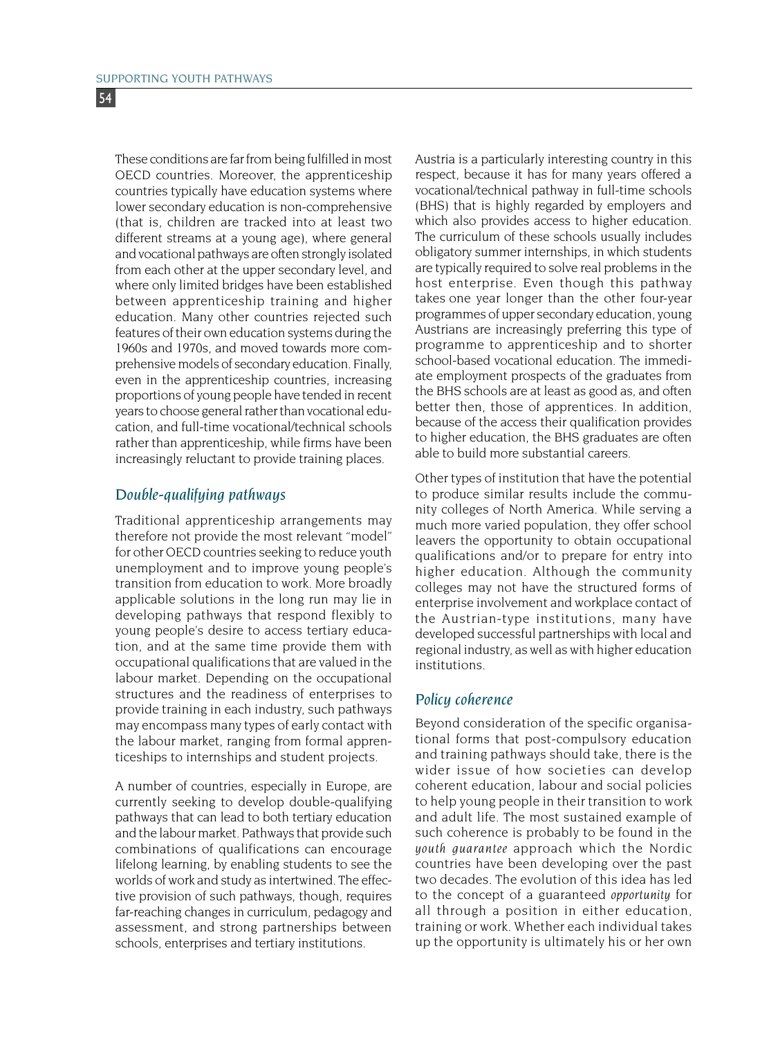These conditions are far from being fulfilled in most OECD countries. Moreover, the apprenticeship countries typically have education systems where lower secondary education is non-comprehensive (that is, children are tracked into at least two different streams at a young age), where general and vocational pathways are often strongly isolated from each other at the upper secondary level, and where only limited bridges have been established between apprenticeship training and higher education. Many other countries rejected such features of their own education systems during the 1960s and 1970s, and moved towards more comprehensive models of secondary education. Finally, even in the apprenticeship countries, increasing proportions of young people have tended in recent years to choose general rather than vocational education, and full-time vocational/technical schools rather than apprenticeship, while firms have been increasingly reluctant to provide training places.

### *Double-qualifying pathways*

Traditional apprenticeship arrangements may therefore not provide the most relevant "model" for other OECD countries seeking to reduce youth unemployment and to improve young people's transition from education to work. More broadly applicable solutions in the long run may lie in developing pathways that respond flexibly to young people's desire to access tertiary education, and at the same time provide them with occupational qualifications that are valued in the labour market. Depending on the occupational structures and the readiness of enterprises to provide training in each industry, such pathways may encompass many types of early contact with the labour market, ranging from formal apprenticeships to internships and student projects.

A number of countries, especially in Europe, are currently seeking to develop double-qualifying pathways that can lead to both tertiary education and the labour market. Pathways that provide such combinations of qualifications can encourage lifelong learning, by enabling students to see the worlds of work and study as intertwined. The effective provision of such pathways, though, requires far-reaching changes in curriculum, pedagogy and assessment, and strong partnerships between schools, enterprises and tertiary institutions.

Austria is a particularly interesting country in this respect, because it has for many years offered a vocational/technical pathway in full-time schools (BHS) that is highly regarded by employers and which also provides access to higher education. The curriculum of these schools usually includes obligatory summer internships, in which students are typically required to solve real problems in the host enterprise. Even though this pathway takes one year longer than the other four-year programmes of upper secondary education, young Austrians are increasingly preferring this type of programme to apprenticeship and to shorter school-based vocational education. The immediate employment prospects of the graduates from the BHS schools are at least as good as, and often better then, those of apprentices. In addition, because of the access their qualification provides to higher education, the BHS graduates are often able to build more substantial careers.

Other types of institution that have the potential to produce similar results include the community colleges of North America. While serving a much more varied population, they offer school leavers the opportunity to obtain occupational qualifications and/or to prepare for entry into higher education. Although the community colleges may not have the structured forms of enterprise involvement and workplace contact of the Austrian-type institutions, many have developed successful partnerships with local and regional industry, as well as with higher education institutions.

### *Policy coherence*

Beyond consideration of the specific organisational forms that post-compulsory education and training pathways should take, there is the wider issue of how societies can develop coherent education, labour and social policies to help young people in their transition to work and adult life. The most sustained example of such coherence is probably to be found in the *youth guarantee* approach which the Nordic countries have been developing over the past two decades. The evolution of this idea has led to the concept of a guaranteed *opportunity* for all through a position in either education, training or work. Whether each individual takes up the opportunity is ultimately his or her own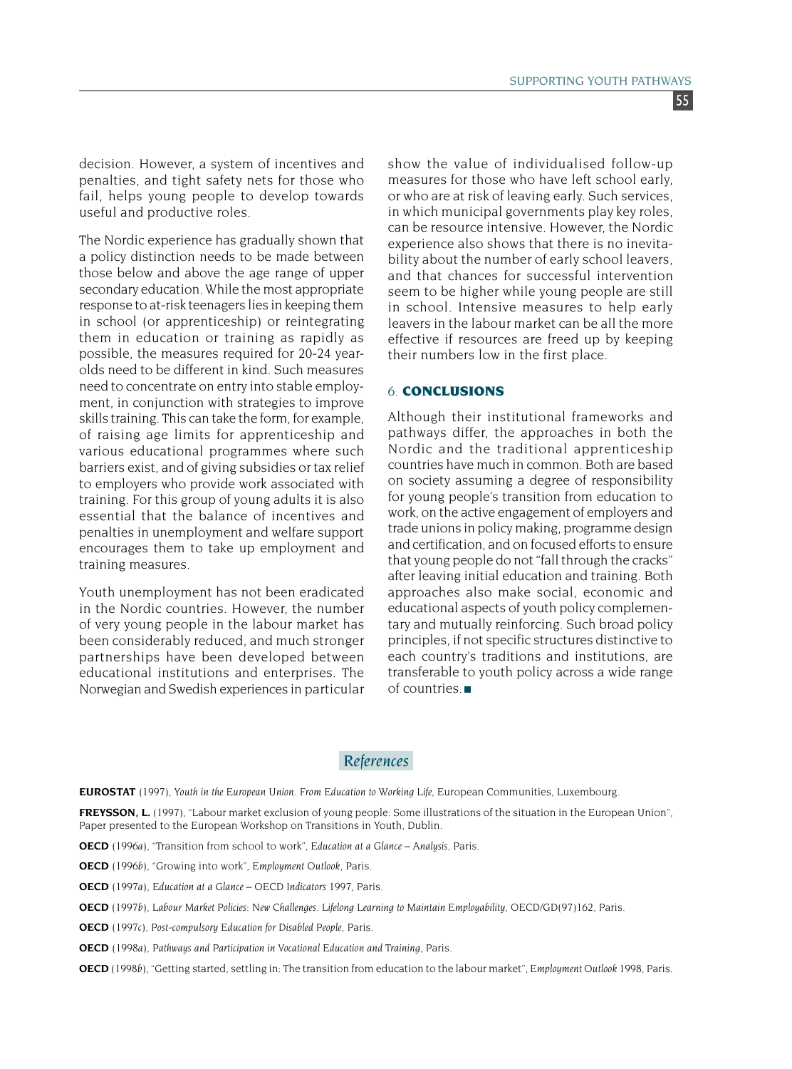decision. However, a system of incentives and penalties, and tight safety nets for those who fail, helps young people to develop towards useful and productive roles.

The Nordic experience has gradually shown that a policy distinction needs to be made between those below and above the age range of upper secondary education. While the most appropriate response to at-risk teenagers lies in keeping them in school (or apprenticeship) or reintegrating them in education or training as rapidly as possible, the measures required for 20-24 year-olds need to be different in kind. Such measures need to concentrate on entry into stable employment, in conjunction with strategies to improve skills training. This can take the form, for example, of raising age limits for apprenticeship and various educational programmes where such barriers exist, and of giving subsidies or tax relief to employers who provide work associated with training. For this group of young adults it is also essential that the balance of incentives and penalties in unemployment and welfare support encourages them to take up employment and training measures.

Youth unemployment has not been eradicated in the Nordic countries. However, the number of very young people in the labour market has been considerably reduced, and much stronger partnerships have been developed between educational institutions and enterprises. The Norwegian and Swedish experiences in particular show the value of individualised follow-up measures for those who have left school early, or who are at risk of leaving early. Such services, in which municipal governments play key roles, can be resource intensive. However, the Nordic experience also shows that there is no inevitability about the number of early school leavers, and that chances for successful intervention seem to be higher while young people are still in school. Intensive measures to help early leavers in the labour market can be all the more effective if resources are freed up by keeping their numbers low in the first place.

## 6. CONCLUSIONS

Although their institutional frameworks and pathways differ, the approaches in both the Nordic and the traditional apprenticeship countries have much in common. Both are based on society assuming a degree of responsibility for young people's transition from education to work, on the active engagement of employers and trade unions in policy making, programme design and certification, and on focused efforts to ensure that young people do not "fall through the cracks" after leaving initial education and training. Both approaches also make social, economic and educational aspects of youth policy complementary and mutually reinforcing. Such broad policy principles, if not specific structures distinctive to each country's traditions and institutions, are transferable to youth policy across a wide range of countries. ■

## References

**EUROSTAT** (1997), *Youth in the European Union. From Education to Working Life*, European Communities, Luxembourg.

**FREYSSON, L.** (1997), "Labour market exclusion of young people: Some illustrations of the situation in the European Union", Paper presented to the European Workshop on Transitions in Youth, Dublin.

**OECD** (1996*a*), "Transition from school to work", *Education at a Glance – Analysis*, Paris.

**OECD** (1996*b*), "Growing into work", *Employment Outlook*, Paris.

**OECD** (1997*a*), *Education at a Glance – OECD Indicators 1997*, Paris.

**OECD** (1997*b*), *Labour Market Policies: New Challenges. Lifelong Learning to Maintain Employability*, OECD/GD(97)162, Paris.

**OECD** (1997*c*), *Post-compulsory Education for Disabled People*, Paris.

**OECD** (1998*a*), *Pathways and Participation in Vocational Education and Training*, Paris.

**OECD** (1998*b*), "Getting started, settling in: The transition from education to the labour market", *Employment Outlook 1998*, Paris.